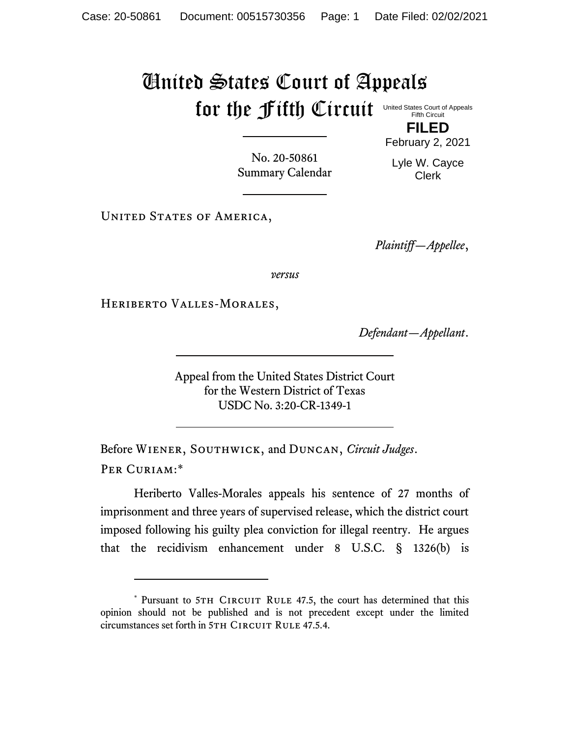# United States Court of Appeals for the Fifth Circuit

United States Court of Appeals
Fifth Circuit

**FILED**

February 2, 2021

Lyle W. Cayce
Clerk

No. 20-50861
Summary Calendar

United States of America,

*Plaintiff—Appellee*,

*versus*

Heriberto Valles-Morales,

*Defendant—Appellant*.

Appeal from the United States District Court
for the Western District of Texas
USDC No. 3:20-CR-1349-1

Before Wiener, Southwick, and Duncan, *Circuit Judges*.

Per Curiam:*

Heriberto Valles-Morales appeals his sentence of 27 months of imprisonment and three years of supervised release, which the district court imposed following his guilty plea conviction for illegal reentry. He argues that the recidivism enhancement under 8 U.S.C. § 1326(b) is

---

* Pursuant to 5th Circuit Rule 47.5, the court has determined that this opinion should not be published and is not precedent except under the limited circumstances set forth in 5th Circuit Rule 47.5.4.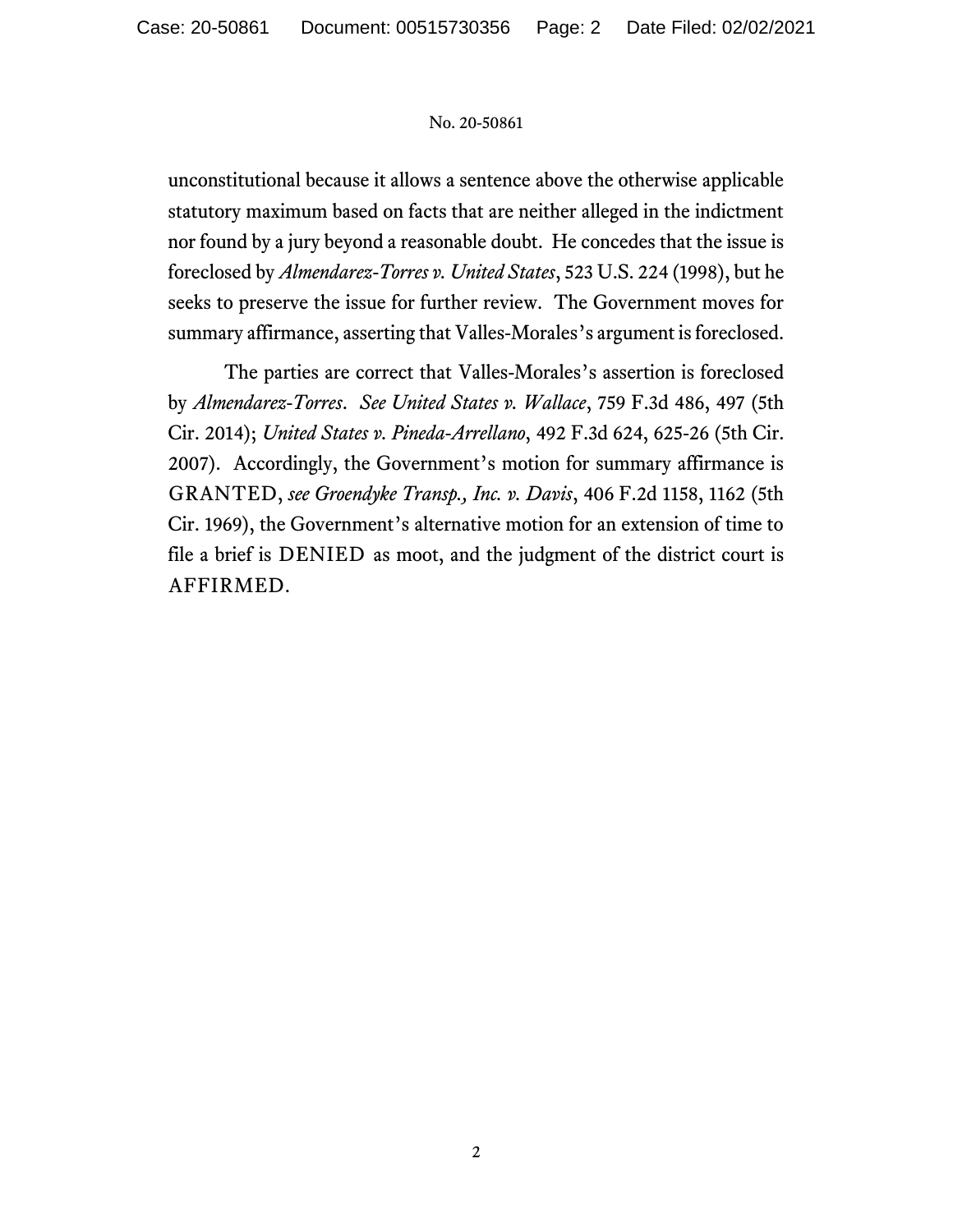unconstitutional because it allows a sentence above the otherwise applicable statutory maximum based on facts that are neither alleged in the indictment nor found by a jury beyond a reasonable doubt. He concedes that the issue is foreclosed by *Almendarez-Torres v. United States*, 523 U.S. 224 (1998), but he seeks to preserve the issue for further review. The Government moves for summary affirmance, asserting that Valles-Morales's argument is foreclosed.

The parties are correct that Valles-Morales's assertion is foreclosed by *Almendarez-Torres*. *See United States v. Wallace*, 759 F.3d 486, 497 (5th Cir. 2014); *United States v. Pineda-Arrellano*, 492 F.3d 624, 625-26 (5th Cir. 2007). Accordingly, the Government's motion for summary affirmance is GRANTED, *see Groendyke Transp., Inc. v. Davis*, 406 F.2d 1158, 1162 (5th Cir. 1969), the Government's alternative motion for an extension of time to file a brief is DENIED as moot, and the judgment of the district court is AFFIRMED.